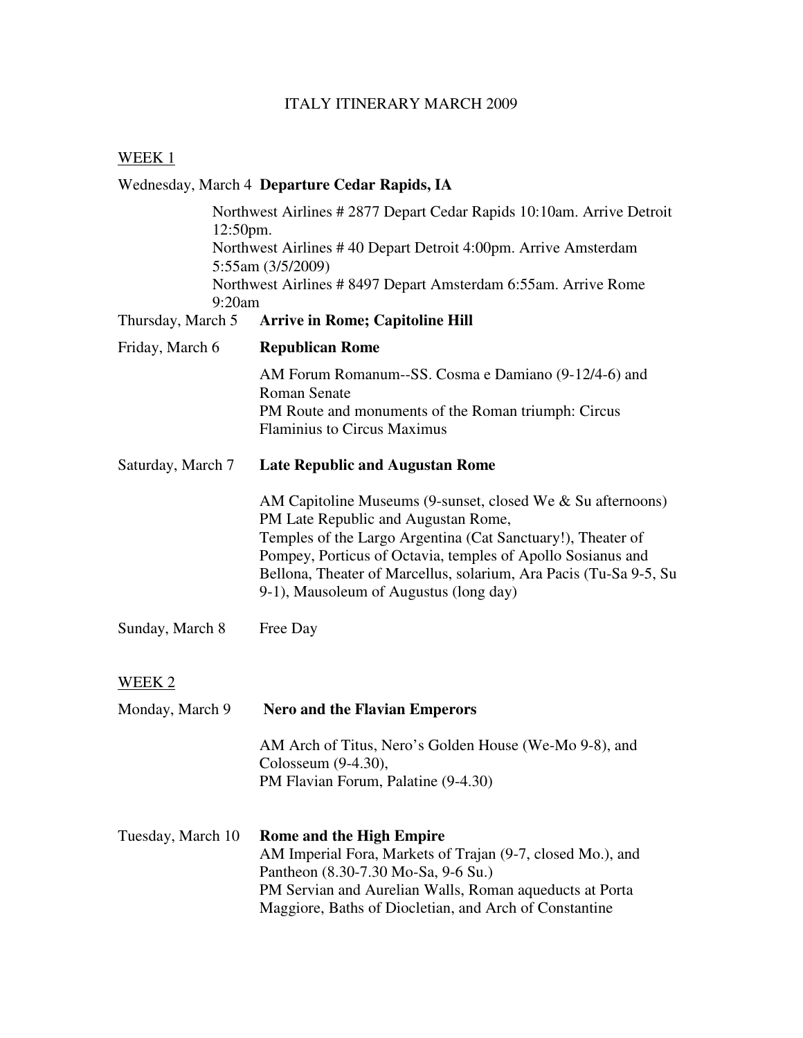# ITALY ITINERARY MARCH 2009

## WEEK 1

**Wednesday, March 4 — Departure Cedar Rapids, IA**

Northwest Airlines # 2877 Depart Cedar Rapids 10:10am. Arrive Detroit 12:50pm.
Northwest Airlines # 40 Depart Detroit 4:00pm. Arrive Amsterdam 5:55am (3/5/2009)
Northwest Airlines # 8497 Depart Amsterdam 6:55am. Arrive Rome 9:20am

**Thursday, March 5 — Arrive in Rome; Capitoline Hill**

**Friday, March 6 — Republican Rome**

AM Forum Romanum--SS. Cosma e Damiano (9-12/4-6) and Roman Senate
PM Route and monuments of the Roman triumph: Circus Flaminius to Circus Maximus

**Saturday, March 7 — Late Republic and Augustan Rome**

AM Capitoline Museums (9-sunset, closed We & Su afternoons)
PM Late Republic and Augustan Rome,
Temples of the Largo Argentina (Cat Sanctuary!), Theater of Pompey, Porticus of Octavia, temples of Apollo Sosianus and Bellona, Theater of Marcellus, solarium, Ara Pacis (Tu-Sa 9-5, Su 9-1), Mausoleum of Augustus (long day)

**Sunday, March 8** — Free Day

## WEEK 2

**Monday, March 9 — Nero and the Flavian Emperors**

AM Arch of Titus, Nero's Golden House (We-Mo 9-8), and Colosseum (9-4.30),
PM Flavian Forum, Palatine (9-4.30)

**Tuesday, March 10 — Rome and the High Empire**

AM Imperial Fora, Markets of Trajan (9-7, closed Mo.), and Pantheon (8.30-7.30 Mo-Sa, 9-6 Su.)
PM Servian and Aurelian Walls, Roman aqueducts at Porta Maggiore, Baths of Diocletian, and Arch of Constantine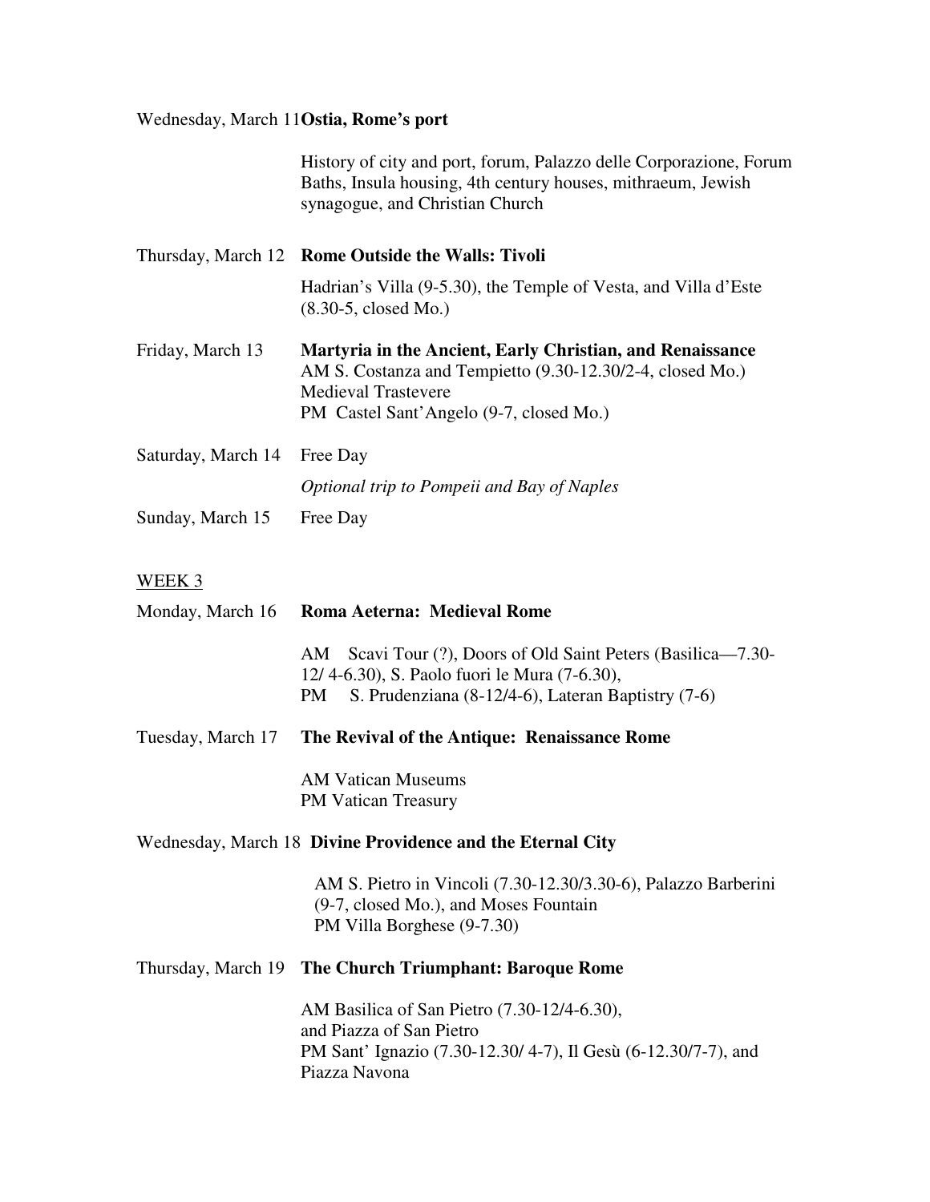Wednesday, March 11 **Ostia, Rome's port**

History of city and port, forum, Palazzo delle Corporazione, Forum Baths, Insula housing, 4th century houses, mithraeum, Jewish synagogue, and Christian Church

Thursday, March 12 **Rome Outside the Walls: Tivoli**

Hadrian's Villa (9-5.30), the Temple of Vesta, and Villa d'Este (8.30-5, closed Mo.)

Friday, March 13 **Martyria in the Ancient, Early Christian, and Renaissance**

AM S. Costanza and Tempietto (9.30-12.30/2-4, closed Mo.)
Medieval Trastevere
PM Castel Sant'Angelo (9-7, closed Mo.)

Saturday, March 14 Free Day

*Optional trip to Pompeii and Bay of Naples*

Sunday, March 15 Free Day

WEEK 3

Monday, March 16 **Roma Aeterna: Medieval Rome**

AM Scavi Tour (?), Doors of Old Saint Peters (Basilica—7.30-12/ 4-6.30), S. Paolo fuori le Mura (7-6.30),
PM S. Prudenziana (8-12/4-6), Lateran Baptistry (7-6)

Tuesday, March 17 **The Revival of the Antique: Renaissance Rome**

AM Vatican Museums
PM Vatican Treasury

Wednesday, March 18 **Divine Providence and the Eternal City**

AM S. Pietro in Vincoli (7.30-12.30/3.30-6), Palazzo Barberini (9-7, closed Mo.), and Moses Fountain
PM Villa Borghese (9-7.30)

Thursday, March 19 **The Church Triumphant: Baroque Rome**

AM Basilica of San Pietro (7.30-12/4-6.30), and Piazza of San Pietro
PM Sant' Ignazio (7.30-12.30/ 4-7), Il Gesù (6-12.30/7-7), and Piazza Navona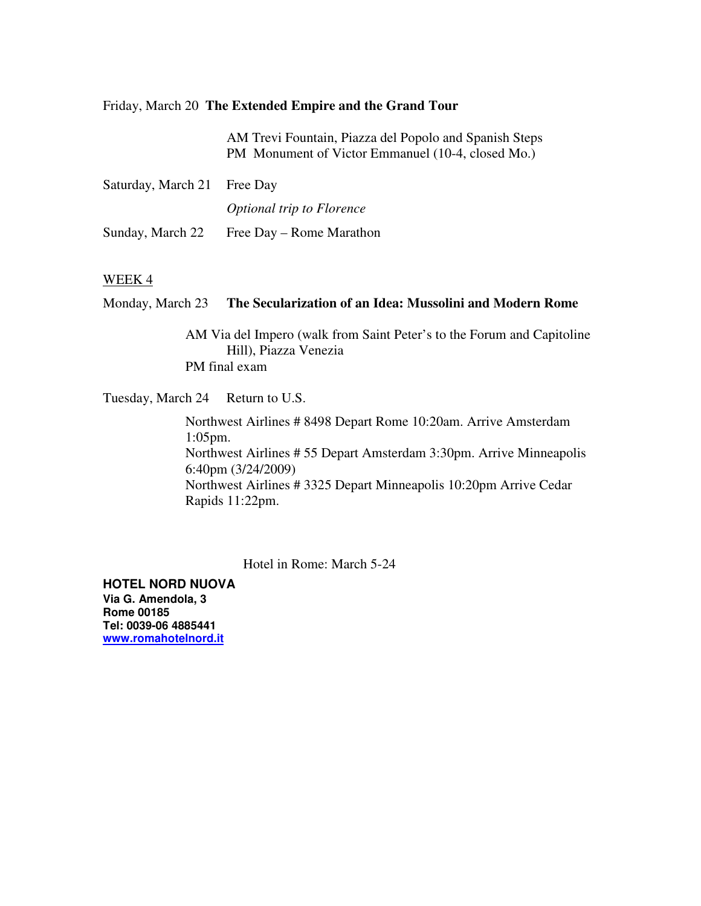Friday, March 20 **The Extended Empire and the Grand Tour**

AM Trevi Fountain, Piazza del Popolo and Spanish Steps
PM Monument of Victor Emmanuel (10-4, closed Mo.)

Saturday, March 21 Free Day

*Optional trip to Florence*

Sunday, March 22 Free Day – Rome Marathon

WEEK 4

Monday, March 23 **The Secularization of an Idea: Mussolini and Modern Rome**

AM Via del Impero (walk from Saint Peter's to the Forum and Capitoline Hill), Piazza Venezia
PM final exam

Tuesday, March 24 Return to U.S.

Northwest Airlines # 8498 Depart Rome 10:20am. Arrive Amsterdam 1:05pm.
Northwest Airlines # 55 Depart Amsterdam 3:30pm. Arrive Minneapolis 6:40pm (3/24/2009)
Northwest Airlines # 3325 Depart Minneapolis 10:20pm Arrive Cedar Rapids 11:22pm.

Hotel in Rome: March 5-24

**HOTEL NORD NUOVA**
**Via G. Amendola, 3**
**Rome 00185**
**Tel: 0039-06 4885441**
**www.romahotelnord.it**